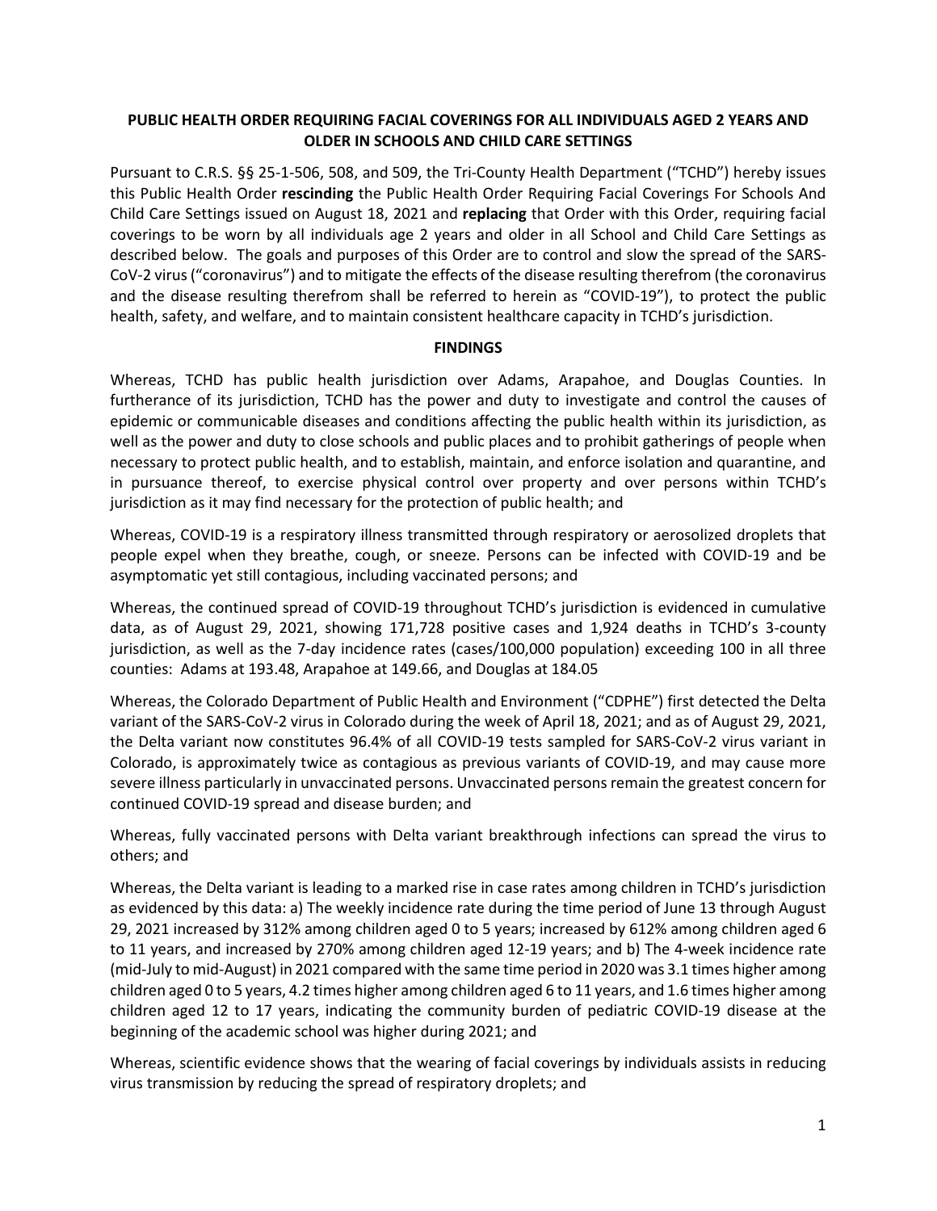**PUBLIC HEALTH ORDER REQUIRING FACIAL COVERINGS FOR ALL INDIVIDUALS AGED 2 YEARS AND OLDER IN SCHOOLS AND CHILD CARE SETTINGS**

Pursuant to C.R.S. §§ 25-1-506, 508, and 509, the Tri-County Health Department ("TCHD") hereby issues this Public Health Order **rescinding** the Public Health Order Requiring Facial Coverings For Schools And Child Care Settings issued on August 18, 2021 and **replacing** that Order with this Order, requiring facial coverings to be worn by all individuals age 2 years and older in all School and Child Care Settings as described below. The goals and purposes of this Order are to control and slow the spread of the SARS-CoV-2 virus ("coronavirus") and to mitigate the effects of the disease resulting therefrom (the coronavirus and the disease resulting therefrom shall be referred to herein as "COVID-19"), to protect the public health, safety, and welfare, and to maintain consistent healthcare capacity in TCHD's jurisdiction.

**FINDINGS**

Whereas, TCHD has public health jurisdiction over Adams, Arapahoe, and Douglas Counties. In furtherance of its jurisdiction, TCHD has the power and duty to investigate and control the causes of epidemic or communicable diseases and conditions affecting the public health within its jurisdiction, as well as the power and duty to close schools and public places and to prohibit gatherings of people when necessary to protect public health, and to establish, maintain, and enforce isolation and quarantine, and in pursuance thereof, to exercise physical control over property and over persons within TCHD's jurisdiction as it may find necessary for the protection of public health; and

Whereas, COVID-19 is a respiratory illness transmitted through respiratory or aerosolized droplets that people expel when they breathe, cough, or sneeze. Persons can be infected with COVID-19 and be asymptomatic yet still contagious, including vaccinated persons; and

Whereas, the continued spread of COVID-19 throughout TCHD's jurisdiction is evidenced in cumulative data, as of August 29, 2021, showing 171,728 positive cases and 1,924 deaths in TCHD's 3-county jurisdiction, as well as the 7-day incidence rates (cases/100,000 population) exceeding 100 in all three counties: Adams at 193.48, Arapahoe at 149.66, and Douglas at 184.05

Whereas, the Colorado Department of Public Health and Environment ("CDPHE") first detected the Delta variant of the SARS-CoV-2 virus in Colorado during the week of April 18, 2021; and as of August 29, 2021, the Delta variant now constitutes 96.4% of all COVID-19 tests sampled for SARS-CoV-2 virus variant in Colorado, is approximately twice as contagious as previous variants of COVID-19, and may cause more severe illness particularly in unvaccinated persons. Unvaccinated persons remain the greatest concern for continued COVID-19 spread and disease burden; and

Whereas, fully vaccinated persons with Delta variant breakthrough infections can spread the virus to others; and

Whereas, the Delta variant is leading to a marked rise in case rates among children in TCHD's jurisdiction as evidenced by this data: a) The weekly incidence rate during the time period of June 13 through August 29, 2021 increased by 312% among children aged 0 to 5 years; increased by 612% among children aged 6 to 11 years, and increased by 270% among children aged 12-19 years; and b) The 4-week incidence rate (mid-July to mid-August) in 2021 compared with the same time period in 2020 was 3.1 times higher among children aged 0 to 5 years, 4.2 times higher among children aged 6 to 11 years, and 1.6 times higher among children aged 12 to 17 years, indicating the community burden of pediatric COVID-19 disease at the beginning of the academic school was higher during 2021; and

Whereas, scientific evidence shows that the wearing of facial coverings by individuals assists in reducing virus transmission by reducing the spread of respiratory droplets; and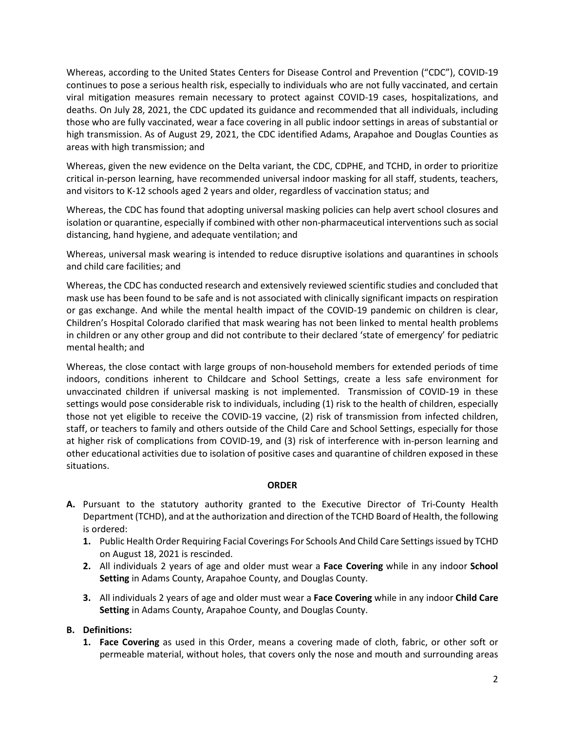Whereas, according to the United States Centers for Disease Control and Prevention ("CDC"), COVID-19 continues to pose a serious health risk, especially to individuals who are not fully vaccinated, and certain viral mitigation measures remain necessary to protect against COVID-19 cases, hospitalizations, and deaths. On July 28, 2021, the CDC updated its guidance and recommended that all individuals, including those who are fully vaccinated, wear a face covering in all public indoor settings in areas of substantial or high transmission. As of August 29, 2021, the CDC identified Adams, Arapahoe and Douglas Counties as areas with high transmission; and

Whereas, given the new evidence on the Delta variant, the CDC, CDPHE, and TCHD, in order to prioritize critical in-person learning, have recommended universal indoor masking for all staff, students, teachers, and visitors to K-12 schools aged 2 years and older, regardless of vaccination status; and

Whereas, the CDC has found that adopting universal masking policies can help avert school closures and isolation or quarantine, especially if combined with other non-pharmaceutical interventions such as social distancing, hand hygiene, and adequate ventilation; and

Whereas, universal mask wearing is intended to reduce disruptive isolations and quarantines in schools and child care facilities; and

Whereas, the CDC has conducted research and extensively reviewed scientific studies and concluded that mask use has been found to be safe and is not associated with clinically significant impacts on respiration or gas exchange. And while the mental health impact of the COVID-19 pandemic on children is clear, Children's Hospital Colorado clarified that mask wearing has not been linked to mental health problems in children or any other group and did not contribute to their declared 'state of emergency' for pediatric mental health; and

Whereas, the close contact with large groups of non-household members for extended periods of time indoors, conditions inherent to Childcare and School Settings, create a less safe environment for unvaccinated children if universal masking is not implemented. Transmission of COVID-19 in these settings would pose considerable risk to individuals, including (1) risk to the health of children, especially those not yet eligible to receive the COVID-19 vaccine, (2) risk of transmission from infected children, staff, or teachers to family and others outside of the Child Care and School Settings, especially for those at higher risk of complications from COVID-19, and (3) risk of interference with in-person learning and other educational activities due to isolation of positive cases and quarantine of children exposed in these situations.

## ORDER

**A.** Pursuant to the statutory authority granted to the Executive Director of Tri-County Health Department (TCHD), and at the authorization and direction of the TCHD Board of Health, the following is ordered:

1. Public Health Order Requiring Facial Coverings For Schools And Child Care Settings issued by TCHD on August 18, 2021 is rescinded.
2. All individuals 2 years of age and older must wear a **Face Covering** while in any indoor **School Setting** in Adams County, Arapahoe County, and Douglas County.
3. All individuals 2 years of age and older must wear a **Face Covering** while in any indoor **Child Care Setting** in Adams County, Arapahoe County, and Douglas County.

**B. Definitions:**

1. **Face Covering** as used in this Order, means a covering made of cloth, fabric, or other soft or permeable material, without holes, that covers only the nose and mouth and surrounding areas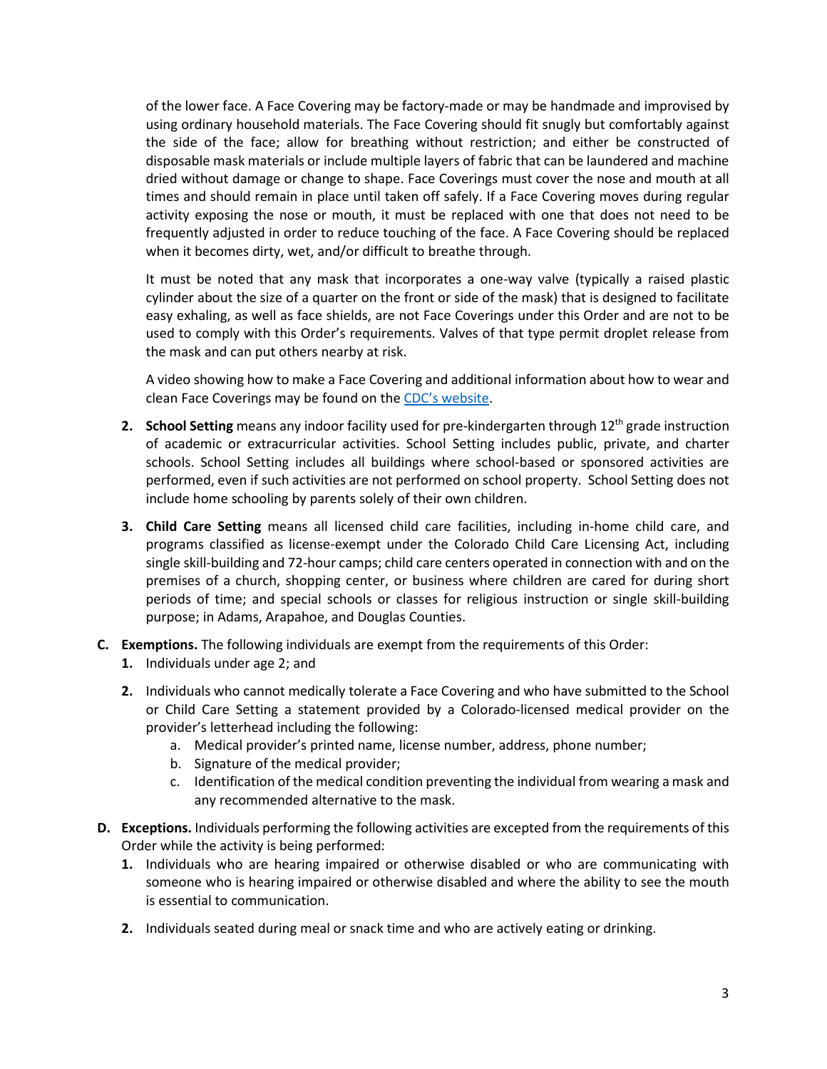of the lower face. A Face Covering may be factory-made or may be handmade and improvised by using ordinary household materials. The Face Covering should fit snugly but comfortably against the side of the face; allow for breathing without restriction; and either be constructed of disposable mask materials or include multiple layers of fabric that can be laundered and machine dried without damage or change to shape. Face Coverings must cover the nose and mouth at all times and should remain in place until taken off safely. If a Face Covering moves during regular activity exposing the nose or mouth, it must be replaced with one that does not need to be frequently adjusted in order to reduce touching of the face. A Face Covering should be replaced when it becomes dirty, wet, and/or difficult to breathe through.

It must be noted that any mask that incorporates a one-way valve (typically a raised plastic cylinder about the size of a quarter on the front or side of the mask) that is designed to facilitate easy exhaling, as well as face shields, are not Face Coverings under this Order and are not to be used to comply with this Order's requirements. Valves of that type permit droplet release from the mask and can put others nearby at risk.

A video showing how to make a Face Covering and additional information about how to wear and clean Face Coverings may be found on the CDC's website.

2. **School Setting** means any indoor facility used for pre-kindergarten through 12th grade instruction of academic or extracurricular activities. School Setting includes public, private, and charter schools. School Setting includes all buildings where school-based or sponsored activities are performed, even if such activities are not performed on school property. School Setting does not include home schooling by parents solely of their own children.

3. **Child Care Setting** means all licensed child care facilities, including in-home child care, and programs classified as license-exempt under the Colorado Child Care Licensing Act, including single skill-building and 72-hour camps; child care centers operated in connection with and on the premises of a church, shopping center, or business where children are cared for during short periods of time; and special schools or classes for religious instruction or single skill-building purpose; in Adams, Arapahoe, and Douglas Counties.

**C. Exemptions.** The following individuals are exempt from the requirements of this Order:

1. Individuals under age 2; and

2. Individuals who cannot medically tolerate a Face Covering and who have submitted to the School or Child Care Setting a statement provided by a Colorado-licensed medical provider on the provider's letterhead including the following:
   a. Medical provider's printed name, license number, address, phone number;
   b. Signature of the medical provider;
   c. Identification of the medical condition preventing the individual from wearing a mask and any recommended alternative to the mask.

**D. Exceptions.** Individuals performing the following activities are excepted from the requirements of this Order while the activity is being performed:

1. Individuals who are hearing impaired or otherwise disabled or who are communicating with someone who is hearing impaired or otherwise disabled and where the ability to see the mouth is essential to communication.

2. Individuals seated during meal or snack time and who are actively eating or drinking.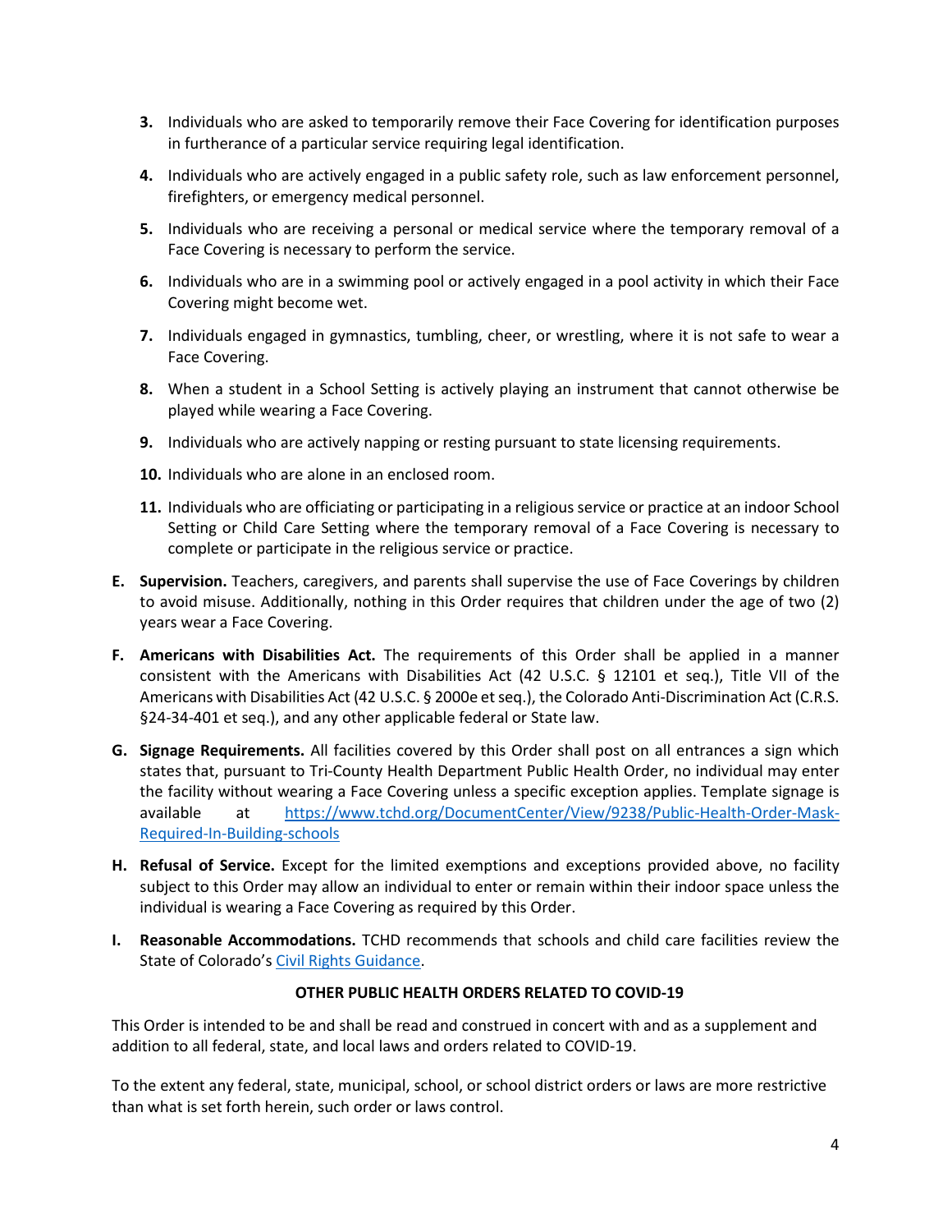3. Individuals who are asked to temporarily remove their Face Covering for identification purposes in furtherance of a particular service requiring legal identification.
4. Individuals who are actively engaged in a public safety role, such as law enforcement personnel, firefighters, or emergency medical personnel.
5. Individuals who are receiving a personal or medical service where the temporary removal of a Face Covering is necessary to perform the service.
6. Individuals who are in a swimming pool or actively engaged in a pool activity in which their Face Covering might become wet.
7. Individuals engaged in gymnastics, tumbling, cheer, or wrestling, where it is not safe to wear a Face Covering.
8. When a student in a School Setting is actively playing an instrument that cannot otherwise be played while wearing a Face Covering.
9. Individuals who are actively napping or resting pursuant to state licensing requirements.
10. Individuals who are alone in an enclosed room.
11. Individuals who are officiating or participating in a religious service or practice at an indoor School Setting or Child Care Setting where the temporary removal of a Face Covering is necessary to complete or participate in the religious service or practice.

**E. Supervision.** Teachers, caregivers, and parents shall supervise the use of Face Coverings by children to avoid misuse. Additionally, nothing in this Order requires that children under the age of two (2) years wear a Face Covering.

**F. Americans with Disabilities Act.** The requirements of this Order shall be applied in a manner consistent with the Americans with Disabilities Act (42 U.S.C. § 12101 et seq.), Title VII of the Americans with Disabilities Act (42 U.S.C. § 2000e et seq.), the Colorado Anti-Discrimination Act (C.R.S. §24-34-401 et seq.), and any other applicable federal or State law.

**G. Signage Requirements.** All facilities covered by this Order shall post on all entrances a sign which states that, pursuant to Tri-County Health Department Public Health Order, no individual may enter the facility without wearing a Face Covering unless a specific exception applies. Template signage is available at [https://www.tchd.org/DocumentCenter/View/9238/Public-Health-Order-Mask-Required-In-Building-schools](https://www.tchd.org/DocumentCenter/View/9238/Public-Health-Order-Mask-Required-In-Building-schools)

**H. Refusal of Service.** Except for the limited exemptions and exceptions provided above, no facility subject to this Order may allow an individual to enter or remain within their indoor space unless the individual is wearing a Face Covering as required by this Order.

**I. Reasonable Accommodations.** TCHD recommends that schools and child care facilities review the State of Colorado's Civil Rights Guidance.

**OTHER PUBLIC HEALTH ORDERS RELATED TO COVID-19**

This Order is intended to be and shall be read and construed in concert with and as a supplement and addition to all federal, state, and local laws and orders related to COVID-19.

To the extent any federal, state, municipal, school, or school district orders or laws are more restrictive than what is set forth herein, such order or laws control.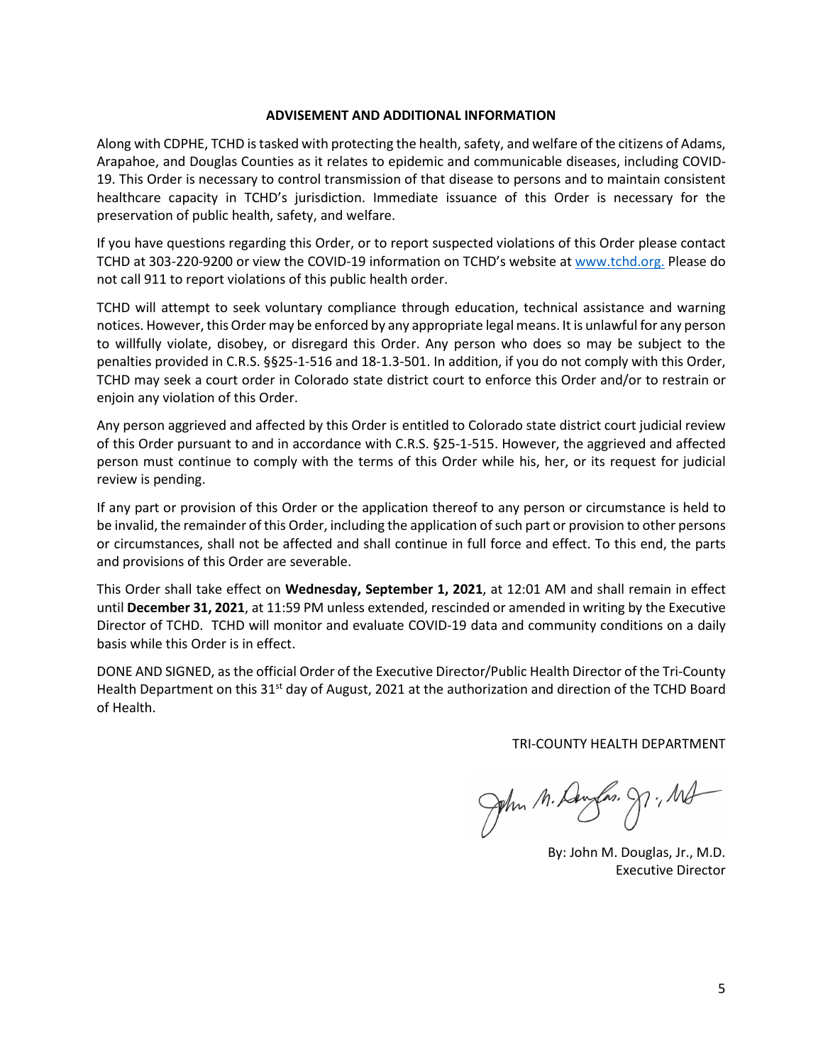**ADVISEMENT AND ADDITIONAL INFORMATION**

Along with CDPHE, TCHD is tasked with protecting the health, safety, and welfare of the citizens of Adams, Arapahoe, and Douglas Counties as it relates to epidemic and communicable diseases, including COVID-19. This Order is necessary to control transmission of that disease to persons and to maintain consistent healthcare capacity in TCHD's jurisdiction. Immediate issuance of this Order is necessary for the preservation of public health, safety, and welfare.

If you have questions regarding this Order, or to report suspected violations of this Order please contact TCHD at 303-220-9200 or view the COVID-19 information on TCHD's website at www.tchd.org. Please do not call 911 to report violations of this public health order.

TCHD will attempt to seek voluntary compliance through education, technical assistance and warning notices. However, this Order may be enforced by any appropriate legal means. It is unlawful for any person to willfully violate, disobey, or disregard this Order. Any person who does so may be subject to the penalties provided in C.R.S. §§25-1-516 and 18-1.3-501. In addition, if you do not comply with this Order, TCHD may seek a court order in Colorado state district court to enforce this Order and/or to restrain or enjoin any violation of this Order.

Any person aggrieved and affected by this Order is entitled to Colorado state district court judicial review of this Order pursuant to and in accordance with C.R.S. §25-1-515. However, the aggrieved and affected person must continue to comply with the terms of this Order while his, her, or its request for judicial review is pending.

If any part or provision of this Order or the application thereof to any person or circumstance is held to be invalid, the remainder of this Order, including the application of such part or provision to other persons or circumstances, shall not be affected and shall continue in full force and effect. To this end, the parts and provisions of this Order are severable.

This Order shall take effect on **Wednesday, September 1, 2021**, at 12:01 AM and shall remain in effect until **December 31, 2021**, at 11:59 PM unless extended, rescinded or amended in writing by the Executive Director of TCHD. TCHD will monitor and evaluate COVID-19 data and community conditions on a daily basis while this Order is in effect.

DONE AND SIGNED, as the official Order of the Executive Director/Public Health Director of the Tri-County Health Department on this 31st day of August, 2021 at the authorization and direction of the TCHD Board of Health.

TRI-COUNTY HEALTH DEPARTMENT

By: John M. Douglas, Jr., M.D.
Executive Director